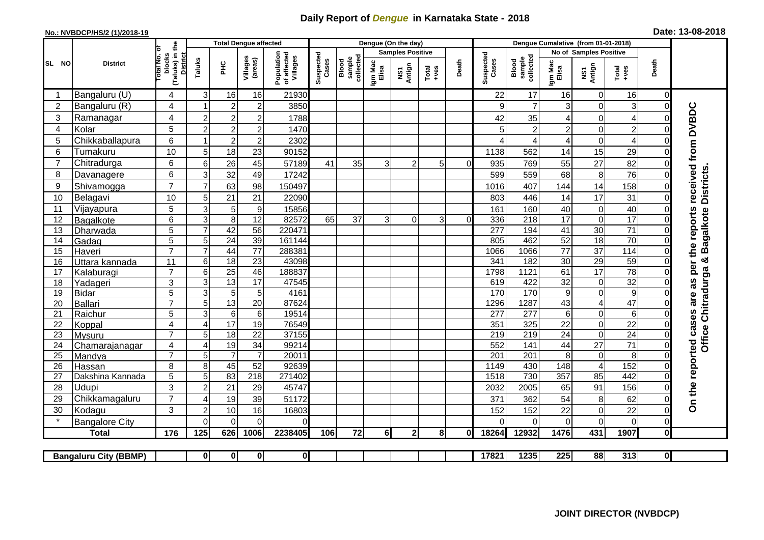# Daily Report of *Dengue* in Karnataka State - 2018

**No.: NVBDCP/HS/2 (1)/2018-19**

**Date: 13-08-2018**

| SL NO | District | Total No. of blocks (Taluks) in the District | Total Dengue affected | | | | Dengue (On the day) | | | | | | | Dengue Cumalative (from 01-01-2018) | | | | | | | |
|---|---|---|---|---|---|---|---|---|---|---|---|---|---|---|---|---|---|---|---|---|
| | | | Taluks | PHC | Villages (areas) | Population of affected Villages | Suspected Cases | Blood sample collected | Samples Positive | | | Death | Suspected Cases | Blood sample collected | No of Samples Positive | | | Death | |
| | | | | | | | | | Igm Mac Elisa | NS1 Antign | Total +ves | | | | Igm Mac Elisa | NS1 Antign | Total +ves | | |
| 1 | Bangaluru (U) | 4 | 3 | 16 | 16 | 21930 | | | | | | | 22 | 17 | 16 | 0 | 16 | 0 | On the reported cases are as per the reports received from DVBDC Office Chitradurga & Bagalkote Districts. |
| 2 | Bangaluru (R) | 4 | 1 | 2 | 2 | 3850 | | | | | | | 9 | 7 | 3 | 0 | 3 | 0 | |
| 3 | Ramanagar | 4 | 2 | 2 | 2 | 1788 | | | | | | | 42 | 35 | 4 | 0 | 4 | 0 | |
| 4 | Kolar | 5 | 2 | 2 | 2 | 1470 | | | | | | | 5 | 2 | 2 | 0 | 2 | 0 | |
| 5 | Chikkaballapura | 6 | 1 | 2 | 2 | 2302 | | | | | | | 4 | 4 | 4 | 0 | 4 | 0 | |
| 6 | Tumakuru | 10 | 5 | 18 | 23 | 90152 | | | | | | | 1138 | 562 | 14 | 15 | 29 | 0 | |
| 7 | Chitradurga | 6 | 6 | 26 | 45 | 57189 | 41 | 35 | 3 | 2 | 5 | 0 | 935 | 769 | 55 | 27 | 82 | 0 | |
| 8 | Davanagere | 6 | 3 | 32 | 49 | 17242 | | | | | | | 599 | 559 | 68 | 8 | 76 | 0 | |
| 9 | Shivamogga | 7 | 7 | 63 | 98 | 150497 | | | | | | | 1016 | 407 | 144 | 14 | 158 | 0 | |
| 10 | Belagavi | 10 | 5 | 21 | 21 | 22090 | | | | | | | 803 | 446 | 14 | 17 | 31 | 0 | |
| 11 | Vijayapura | 5 | 3 | 5 | 9 | 15856 | | | | | | | 161 | 160 | 40 | 0 | 40 | 0 | |
| 12 | Bagalkote | 6 | 3 | 8 | 12 | 82572 | 65 | 37 | 3 | 0 | 3 | 0 | 336 | 218 | 17 | 0 | 17 | 0 | |
| 13 | Dharwada | 5 | 7 | 42 | 56 | 220471 | | | | | | | 277 | 194 | 41 | 30 | 71 | 0 | |
| 14 | Gadag | 5 | 5 | 24 | 39 | 161144 | | | | | | | 805 | 462 | 52 | 18 | 70 | 0 | |
| 15 | Haveri | 7 | 7 | 44 | 77 | 288381 | | | | | | | 1066 | 1066 | 77 | 37 | 114 | 0 | |
| 16 | Uttara kannada | 11 | 6 | 18 | 23 | 43098 | | | | | | | 341 | 182 | 30 | 29 | 59 | 0 | |
| 17 | Kalaburagi | 7 | 6 | 25 | 46 | 188837 | | | | | | | 1798 | 1121 | 61 | 17 | 78 | 0 | |
| 18 | Yadageri | 3 | 3 | 13 | 17 | 47545 | | | | | | | 619 | 422 | 32 | 0 | 32 | 0 | |
| 19 | Bidar | 5 | 3 | 5 | 5 | 4161 | | | | | | | 170 | 170 | 9 | 0 | 9 | 0 | |
| 20 | Ballari | 7 | 5 | 13 | 20 | 87624 | | | | | | | 1296 | 1287 | 43 | 4 | 47 | 0 | |
| 21 | Raichur | 5 | 3 | 6 | 6 | 19514 | | | | | | | 277 | 277 | 6 | 0 | 6 | 0 | |
| 22 | Koppal | 4 | 4 | 17 | 19 | 76549 | | | | | | | 351 | 325 | 22 | 0 | 22 | 0 | |
| 23 | Mysuru | 7 | 5 | 18 | 22 | 37155 | | | | | | | 219 | 219 | 24 | 0 | 24 | 0 | |
| 24 | Chamarajanagar | 4 | 4 | 19 | 34 | 99214 | | | | | | | 552 | 141 | 44 | 27 | 71 | 0 | |
| 25 | Mandya | 7 | 5 | 7 | 7 | 20011 | | | | | | | 201 | 201 | 8 | 0 | 8 | 0 | |
| 26 | Hassan | 8 | 8 | 45 | 52 | 92639 | | | | | | | 1149 | 430 | 148 | 4 | 152 | 0 | |
| 27 | Dakshina Kannada | 5 | 5 | 83 | 218 | 271402 | | | | | | | 1518 | 730 | 357 | 85 | 442 | 0 | |
| 28 | Udupi | 3 | 2 | 21 | 29 | 45747 | | | | | | | 2032 | 2005 | 65 | 91 | 156 | 0 | |
| 29 | Chikkamagaluru | 7 | 4 | 19 | 39 | 51172 | | | | | | | 371 | 362 | 54 | 8 | 62 | 0 | |
| 30 | Kodagu | 3 | 2 | 10 | 16 | 16803 | | | | | | | 152 | 152 | 22 | 0 | 22 | 0 | |
| * | Bangalore City | | 0 | 0 | 0 | 0 | | | | | | | 0 | 0 | 0 | 0 | 0 | 0 | |
| **Total** | | **176** | **125** | **626** | **1006** | **2238405** | **106** | **72** | **6** | **2** | **8** | **0** | **18264** | **12932** | **1476** | **431** | **1907** | **0** | |

| Bangaluru City (BBMP) | | 0 | 0 | 0 | 0 | | | | | | | 17821 | 1235 | 225 | 88 | 313 | 0 |
|---|---|---|---|---|---|---|---|---|---|---|---|---|---|---|---|---|---|

**JOINT DIRECTOR (NVBDCP)**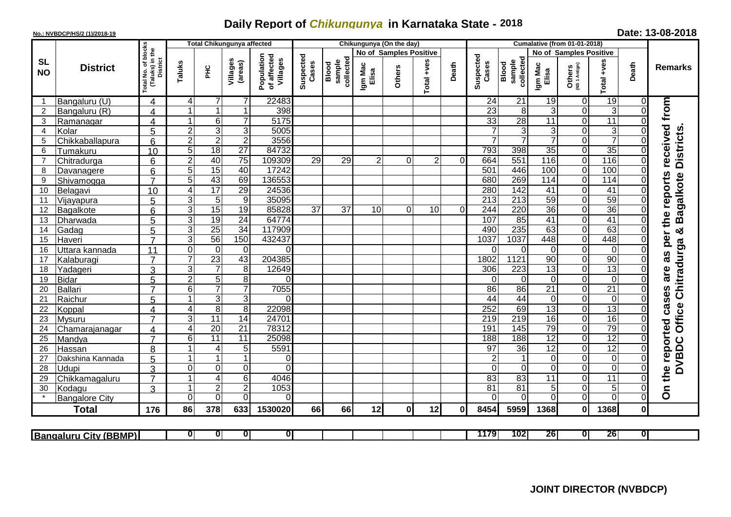# Daily Report of *Chikungunya* in Karnataka State - 2018

**No.: NVBDCP/HS/2 (1)/2018-19**

**Date: 13-08-2018**

| SL NO | District | Total No. of blocks (Taluks) in the District | Total Chikungunya affected | | | | Chikungunya (On the day) | | | | | | | Cumalative (from 01-01-2018) | | | | | | | Remarks |
|---|---|---|---|---|---|---|---|---|---|---|---|---|---|---|---|---|---|---|---|---|---|
| | | | Taluks | PHC | Villages (areas) | Population of affected Villages | Suspected Cases | Blood sample collected | No of Samples Positive | | | Death | Suspected Cases | Blood sample collected | No of Samples Positive | | | Death | |
| | | | | | | | | | Igm Mac Elisa | Others | Total +ves | | | | Igm Mac Elisa | Others (NS 1 Antign) | Total +ves | | |
| 1 | Bangaluru (U) | 4 | 4 | 7 | 7 | 22483 | | | | | | | 24 | 21 | 19 | 0 | 19 | 0 | On the reported cases are as per the reports received from DVBDC Office Chitradurga & Bagalkote Districts. |
| 2 | Bangaluru (R) | 4 | 1 | 1 | 1 | 398 | | | | | | | 23 | 8 | 3 | 0 | 3 | 0 | |
| 3 | Ramanagar | 4 | 1 | 6 | 7 | 5175 | | | | | | | 33 | 28 | 11 | 0 | 11 | 0 | |
| 4 | Kolar | 5 | 2 | 3 | 3 | 5005 | | | | | | | 7 | 3 | 3 | 0 | 3 | 0 | |
| 5 | Chikkaballapura | 6 | 2 | 2 | 2 | 3556 | | | | | | | 7 | 7 | 7 | 0 | 7 | 0 | |
| 6 | Tumakuru | 10 | 5 | 18 | 27 | 84732 | | | | | | | 793 | 398 | 35 | 0 | 35 | 0 | |
| 7 | Chitradurga | 6 | 2 | 40 | 75 | 109309 | 29 | 29 | 2 | 0 | 2 | 0 | 664 | 551 | 116 | 0 | 116 | 0 | |
| 8 | Davanagere | 6 | 5 | 15 | 40 | 17242 | | | | | | | 501 | 446 | 100 | 0 | 100 | 0 | |
| 9 | Shivamogga | 7 | 5 | 43 | 69 | 136553 | | | | | | | 680 | 269 | 114 | 0 | 114 | 0 | |
| 10 | Belagavi | 10 | 4 | 17 | 29 | 24536 | | | | | | | 280 | 142 | 41 | 0 | 41 | 0 | |
| 11 | Vijayapura | 5 | 3 | 5 | 9 | 35095 | | | | | | | 213 | 213 | 59 | 0 | 59 | 0 | |
| 12 | Bagalkote | 6 | 3 | 15 | 19 | 85828 | 37 | 37 | 10 | 0 | 10 | 0 | 244 | 220 | 36 | 0 | 36 | 0 | |
| 13 | Dharwada | 5 | 3 | 19 | 24 | 64774 | | | | | | | 107 | 85 | 41 | 0 | 41 | 0 | |
| 14 | Gadag | 5 | 3 | 25 | 34 | 117909 | | | | | | | 490 | 235 | 63 | 0 | 63 | 0 | |
| 15 | Haveri | 7 | 3 | 56 | 150 | 432437 | | | | | | | 1037 | 1037 | 448 | 0 | 448 | 0 | |
| 16 | Uttara kannada | 11 | 0 | 0 | 0 | 0 | | | | | | | 0 | 0 | 0 | 0 | 0 | 0 | |
| 17 | Kalaburagi | 7 | 7 | 23 | 43 | 204385 | | | | | | | 1802 | 1121 | 90 | 0 | 90 | 0 | |
| 18 | Yadageri | 3 | 3 | 7 | 8 | 12649 | | | | | | | 306 | 223 | 13 | 0 | 13 | 0 | |
| 19 | Bidar | 5 | 2 | 5 | 8 | 0 | | | | | | | 0 | 0 | 0 | 0 | 0 | 0 | |
| 20 | Ballari | 7 | 6 | 7 | 7 | 7055 | | | | | | | 86 | 86 | 21 | 0 | 21 | 0 | |
| 21 | Raichur | 5 | 1 | 3 | 3 | 0 | | | | | | | 44 | 44 | 0 | 0 | 0 | 0 | |
| 22 | Koppal | 4 | 4 | 8 | 8 | 22098 | | | | | | | 252 | 69 | 13 | 0 | 13 | 0 | |
| 23 | Mysuru | 7 | 3 | 11 | 14 | 24701 | | | | | | | 219 | 219 | 16 | 0 | 16 | 0 | |
| 24 | Chamarajanagar | 4 | 4 | 20 | 21 | 78312 | | | | | | | 191 | 145 | 79 | 0 | 79 | 0 | |
| 25 | Mandya | 7 | 6 | 11 | 11 | 25098 | | | | | | | 188 | 188 | 12 | 0 | 12 | 0 | |
| 26 | Hassan | 8 | 1 | 4 | 5 | 5591 | | | | | | | 97 | 36 | 12 | 0 | 12 | 0 | |
| 27 | Dakshina Kannada | 5 | 1 | 1 | 1 | 0 | | | | | | | 2 | 1 | 0 | 0 | 0 | 0 | |
| 28 | Udupi | 3 | 0 | 0 | 0 | 0 | | | | | | | 0 | 0 | 0 | 0 | 0 | 0 | |
| 29 | Chikkamagaluru | 7 | 1 | 4 | 6 | 4046 | | | | | | | 83 | 83 | 11 | 0 | 11 | 0 | |
| 30 | Kodagu | 3 | 1 | 2 | 2 | 1053 | | | | | | | 81 | 81 | 5 | 0 | 5 | 0 | |
| * | Bangalore City | | 0 | 0 | 0 | 0 | | | | | | | 0 | 0 | 0 | 0 | 0 | 0 | |
| | **Total** | **176** | **86** | **378** | **633** | **1530020** | **66** | **66** | **12** | **0** | **12** | **0** | **8454** | **5959** | **1368** | **0** | **1368** | **0** | |

| | | | | | | | | | | | | | | | | | | | |
|---|---|---|---|---|---|---|---|---|---|---|---|---|---|---|---|---|---|---|---|
| **Bangaluru City (BBMP)** | | 0 | 0 | 0 | 0 | | | | | | | 1179 | 102 | 26 | 0 | 26 | 0 | |

**JOINT DIRECTOR (NVBDCP)**